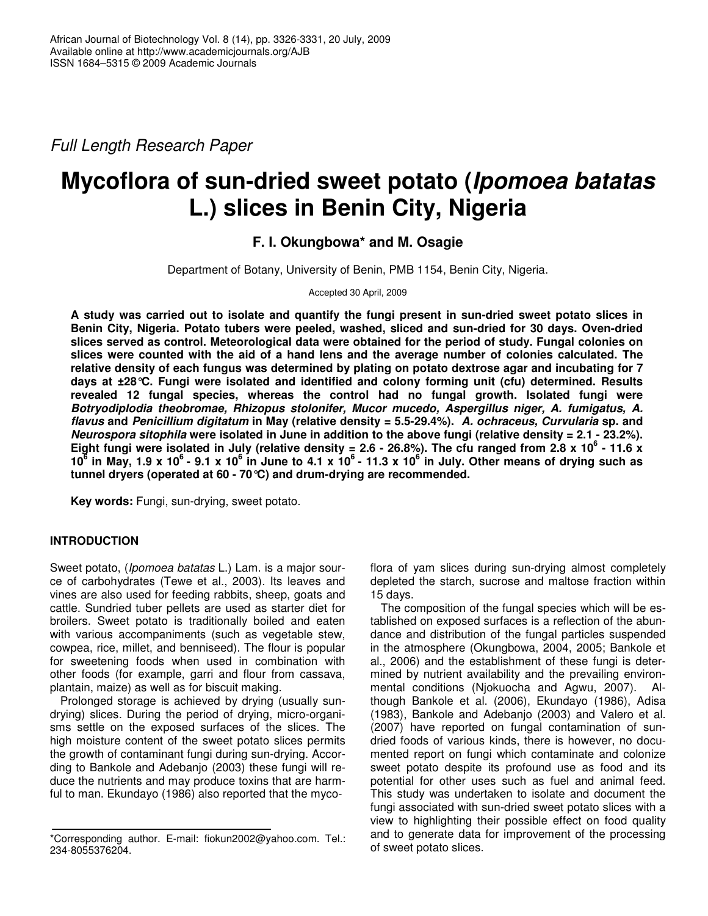*Full Length Research Paper*

# Mycoflora of sun-dried sweet potato (*Ipomoea batatas* L.) slices in Benin City, Nigeria

**F. I. Okungbowa* and M. Osagie**

Department of Botany, University of Benin, PMB 1154, Benin City, Nigeria.

Accepted 30 April, 2009

**A study was carried out to isolate and quantify the fungi present in sun-dried sweet potato slices in Benin City, Nigeria. Potato tubers were peeled, washed, sliced and sun-dried for 30 days. Oven-dried slices served as control. Meteorological data were obtained for the period of study. Fungal colonies on slices were counted with the aid of a hand lens and the average number of colonies calculated. The relative density of each fungus was determined by plating on potato dextrose agar and incubating for 7 days at ±28°C. Fungi were isolated and identified and colony forming unit (cfu) determined. Results revealed 12 fungal species, whereas the control had no fungal growth. Isolated fungi were *Botryodiplodia theobromae, Rhizopus stolonifer, Mucor mucedo, Aspergillus niger, A. fumigatus, A. flavus* and *Penicillium digitatum* in May (relative density = 5.5-29.4%). *A. ochraceus, Curvularia* sp. and *Neurospora sitophila* were isolated in June in addition to the above fungi (relative density = 2.1 - 23.2%). Eight fungi were isolated in July (relative density = 2.6 - 26.8%). The cfu ranged from 2.8 x $10^6$ - 11.6 x $10^6$ in May, 1.9 x $10^6$ - 9.1 x $10^6$ in June to 4.1 x $10^6$ - 11.3 x $10^6$ in July. Other means of drying such as tunnel dryers (operated at 60 - 70°C) and drum-drying are recommended.**

**Key words:** Fungi, sun-drying, sweet potato.

## INTRODUCTION

Sweet potato, (*Ipomoea batatas* L.) Lam. is a major source of carbohydrates (Tewe et al., 2003). Its leaves and vines are also used for feeding rabbits, sheep, goats and cattle. Sundried tuber pellets are used as starter diet for broilers. Sweet potato is traditionally boiled and eaten with various accompaniments (such as vegetable stew, cowpea, rice, millet, and benniseed). The flour is popular for sweetening foods when used in combination with other foods (for example, garri and flour from cassava, plantain, maize) as well as for biscuit making.

Prolonged storage is achieved by drying (usually sun-drying) slices. During the period of drying, micro-organisms settle on the exposed surfaces of the slices. The high moisture content of the sweet potato slices permits the growth of contaminant fungi during sun-drying. According to Bankole and Adebanjo (2003) these fungi will reduce the nutrients and may produce toxins that are harmful to man. Ekundayo (1986) also reported that the mycoflora of yam slices during sun-drying almost completely depleted the starch, sucrose and maltose fraction within 15 days.

The composition of the fungal species which will be established on exposed surfaces is a reflection of the abundance and distribution of the fungal particles suspended in the atmosphere (Okungbowa, 2004, 2005; Bankole et al., 2006) and the establishment of these fungi is determined by nutrient availability and the prevailing environmental conditions (Njokuocha and Agwu, 2007). Although Bankole et al. (2006), Ekundayo (1986), Adisa (1983), Bankole and Adebanjo (2003) and Valero et al. (2007) have reported on fungal contamination of sun-dried foods of various kinds, there is however, no documented report on fungi which contaminate and colonize sweet potato despite its profound use as food and its potential for other uses such as fuel and animal feed. This study was undertaken to isolate and document the fungi associated with sun-dried sweet potato slices with a view to highlighting their possible effect on food quality and to generate data for improvement of the processing of sweet potato slices.

*Corresponding author. E-mail: fiokun2002@yahoo.com. Tel.: 234-8055376204.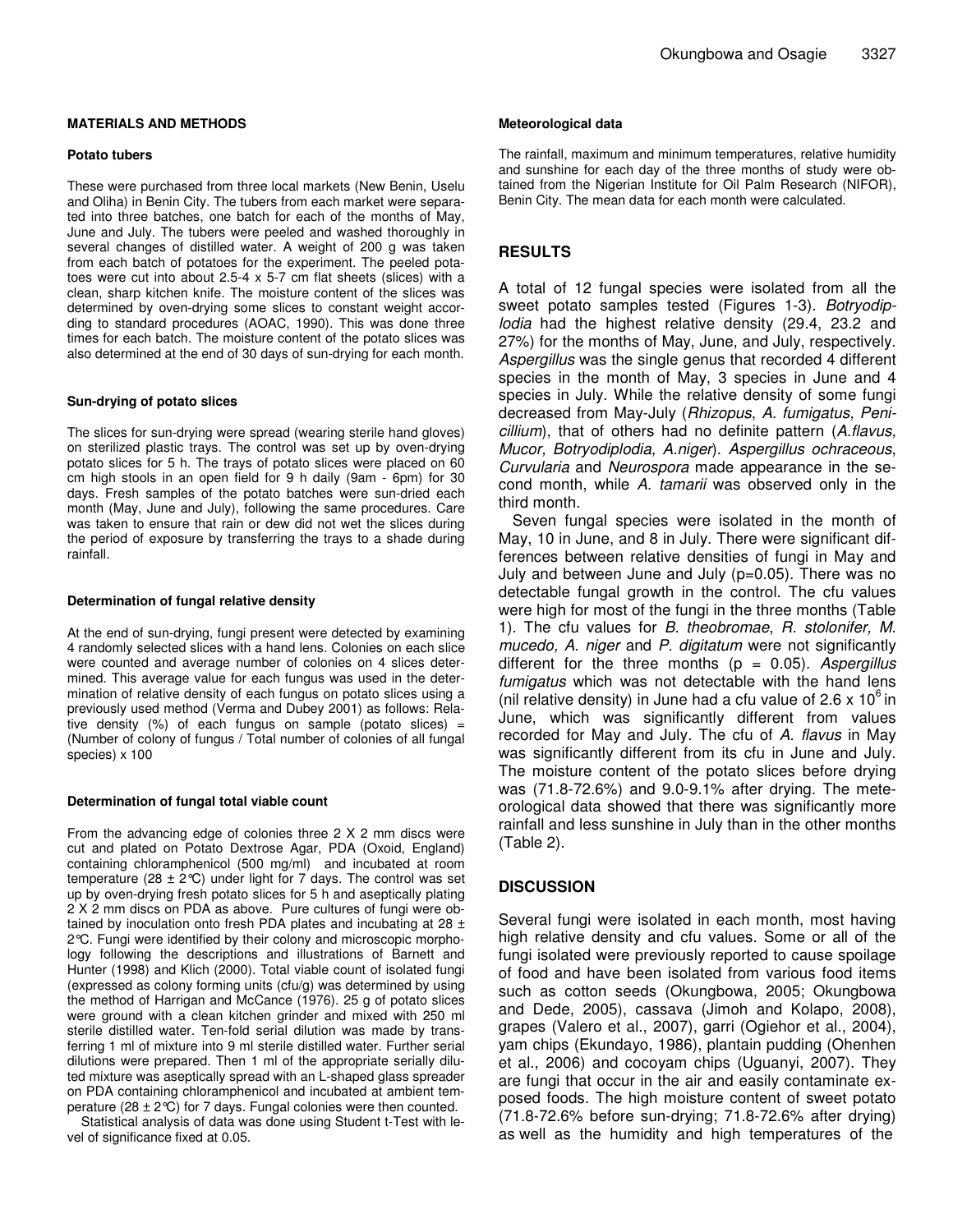## MATERIALS AND METHODS

### Potato tubers

These were purchased from three local markets (New Benin, Uselu and Oliha) in Benin City. The tubers from each market were separated into three batches, one batch for each of the months of May, June and July. The tubers were peeled and washed thoroughly in several changes of distilled water. A weight of 200 g was taken from each batch of potatoes for the experiment. The peeled potatoes were cut into about 2.5-4 x 5-7 cm flat sheets (slices) with a clean, sharp kitchen knife. The moisture content of the slices was determined by oven-drying some slices to constant weight according to standard procedures (AOAC, 1990). This was done three times for each batch. The moisture content of the potato slices was also determined at the end of 30 days of sun-drying for each month.

### Sun-drying of potato slices

The slices for sun-drying were spread (wearing sterile hand gloves) on sterilized plastic trays. The control was set up by oven-drying potato slices for 5 h. The trays of potato slices were placed on 60 cm high stools in an open field for 9 h daily (9am - 6pm) for 30 days. Fresh samples of the potato batches were sun-dried each month (May, June and July), following the same procedures. Care was taken to ensure that rain or dew did not wet the slices during the period of exposure by transferring the trays to a shade during rainfall.

### Determination of fungal relative density

At the end of sun-drying, fungi present were detected by examining 4 randomly selected slices with a hand lens. Colonies on each slice were counted and average number of colonies on 4 slices determined. This average value for each fungus was used in the determination of relative density of each fungus on potato slices using a previously used method (Verma and Dubey 2001) as follows: Relative density (%) of each fungus on sample (potato slices) = (Number of colony of fungus / Total number of colonies of all fungal species) x 100

### Determination of fungal total viable count

From the advancing edge of colonies three 2 X 2 mm discs were cut and plated on Potato Dextrose Agar, PDA (Oxoid, England) containing chloramphenicol (500 mg/ml) and incubated at room temperature (28 ± 2°C) under light for 7 days. The control was set up by oven-drying fresh potato slices for 5 h and aseptically plating 2 X 2 mm discs on PDA as above. Pure cultures of fungi were obtained by inoculation onto fresh PDA plates and incubating at 28 ± 2°C. Fungi were identified by their colony and microscopic morphology following the descriptions and illustrations of Barnett and Hunter (1998) and Klich (2000). Total viable count of isolated fungi (expressed as colony forming units (cfu/g) was determined by using the method of Harrigan and McCance (1976). 25 g of potato slices were ground with a clean kitchen grinder and mixed with 250 ml sterile distilled water. Ten-fold serial dilution was made by transferring 1 ml of mixture into 9 ml sterile distilled water. Further serial dilutions were prepared. Then 1 ml of the appropriate serially diluted mixture was aseptically spread with an L-shaped glass spreader on PDA containing chloramphenicol and incubated at ambient temperature (28 ± 2°C) for 7 days. Fungal colonies were then counted.

Statistical analysis of data was done using Student t-Test with level of significance fixed at 0.05.

### Meteorological data

The rainfall, maximum and minimum temperatures, relative humidity and sunshine for each day of the three months of study were obtained from the Nigerian Institute for Oil Palm Research (NIFOR), Benin City. The mean data for each month were calculated.

## RESULTS

A total of 12 fungal species were isolated from all the sweet potato samples tested (Figures 1-3). *Botryodiplodia* had the highest relative density (29.4, 23.2 and 27%) for the months of May, June, and July, respectively. *Aspergillus* was the single genus that recorded 4 different species in the month of May, 3 species in June and 4 species in July. While the relative density of some fungi decreased from May-July (*Rhizopus*, *A. fumigatus, Penicillium*), that of others had no definite pattern (*A.flavus, Mucor, Botryodiplodia, A.niger*). *Aspergillus ochraceous*, *Curvularia* and *Neurospora* made appearance in the second month, while *A. tamarii* was observed only in the third month.

Seven fungal species were isolated in the month of May, 10 in June, and 8 in July. There were significant differences between relative densities of fungi in May and July and between June and July ($p=0.05$). There was no detectable fungal growth in the control. The cfu values were high for most of the fungi in the three months (Table 1). The cfu values for *B. theobromae*, *R. stolonifer, M. mucedo, A. niger* and *P. digitatum* were not significantly different for the three months ($p = 0.05$). *Aspergillus fumigatus* which was not detectable with the hand lens (nil relative density) in June had a cfu value of $2.6 \times 10^6$ in June, which was significantly different from values recorded for May and July. The cfu of *A. flavus* in May was significantly different from its cfu in June and July. The moisture content of the potato slices before drying was (71.8-72.6%) and 9.0-9.1% after drying. The meteorological data showed that there was significantly more rainfall and less sunshine in July than in the other months (Table 2).

## DISCUSSION

Several fungi were isolated in each month, most having high relative density and cfu values. Some or all of the fungi isolated were previously reported to cause spoilage of food and have been isolated from various food items such as cotton seeds (Okungbowa, 2005; Okungbowa and Dede, 2005), cassava (Jimoh and Kolapo, 2008), grapes (Valero et al., 2007), garri (Ogiehor et al., 2004), yam chips (Ekundayo, 1986), plantain pudding (Ohenhen et al., 2006) and cocoyam chips (Uguanyi, 2007). They are fungi that occur in the air and easily contaminate exposed foods. The high moisture content of sweet potato (71.8-72.6% before sun-drying; 71.8-72.6% after drying) as well as the humidity and high temperatures of the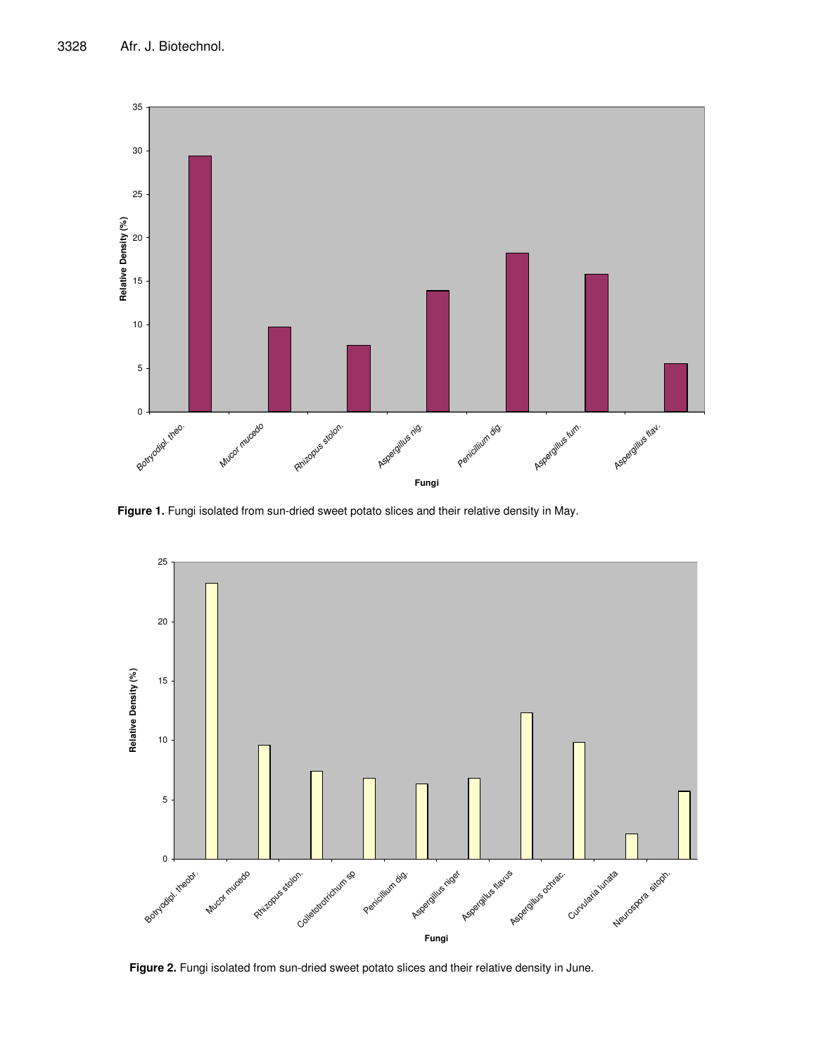**Figure 1.** Fungi isolated from sun-dried sweet potato slices and their relative density in May.

**Figure 2.** Fungi isolated from sun-dried sweet potato slices and their relative density in June.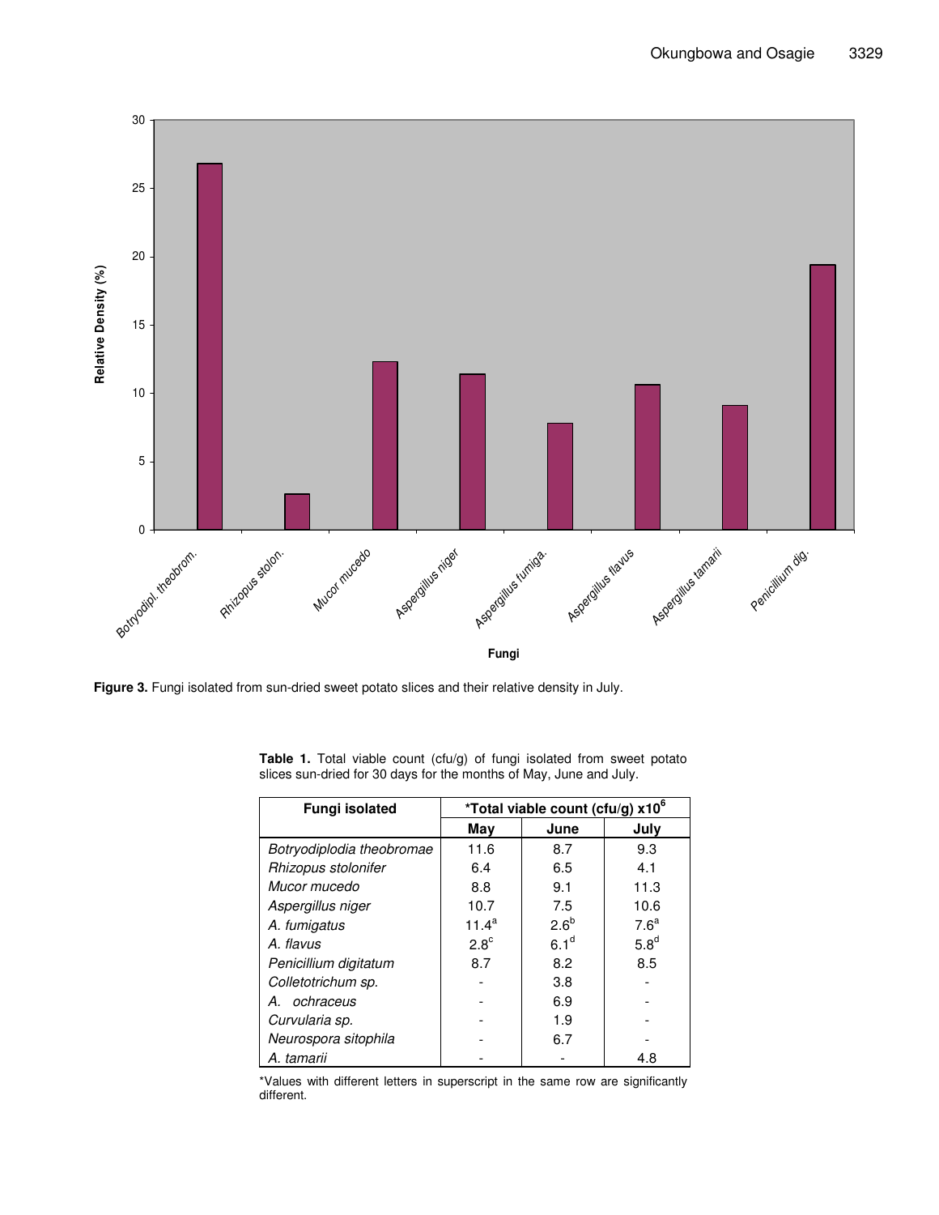**Figure 3.** Fungi isolated from sun-dried sweet potato slices and their relative density in July.

**Table 1.** Total viable count (cfu/g) of fungi isolated from sweet potato slices sun-dried for 30 days for the months of May, June and July.

| Fungi isolated | *Total viable count (cfu/g) x$10^6$ | | |
|---|---|---|---|
| | May | June | July |
| *Botryodiplodia theobromae* | 11.6 | 8.7 | 9.3 |
| *Rhizopus stolonifer* | 6.4 | 6.5 | 4.1 |
| *Mucor mucedo* | 8.8 | 9.1 | 11.3 |
| *Aspergillus niger* | 10.7 | 7.5 | 10.6 |
| *A. fumigatus* | $11.4^a$ | $2.6^b$ | $7.6^a$ |
| *A. flavus* | $2.8^c$ | $6.1^d$ | $5.8^d$ |
| *Penicillium digitatum* | 8.7 | 8.2 | 8.5 |
| *Colletotrichum sp.* | - | 3.8 | - |
| *A. ochraceus* | - | 6.9 | - |
| *Curvularia sp.* | - | 1.9 | - |
| *Neurospora sitophila* | - | 6.7 | - |
| *A. tamarii* | - | - | 4.8 |

*Values with different letters in superscript in the same row are significantly different.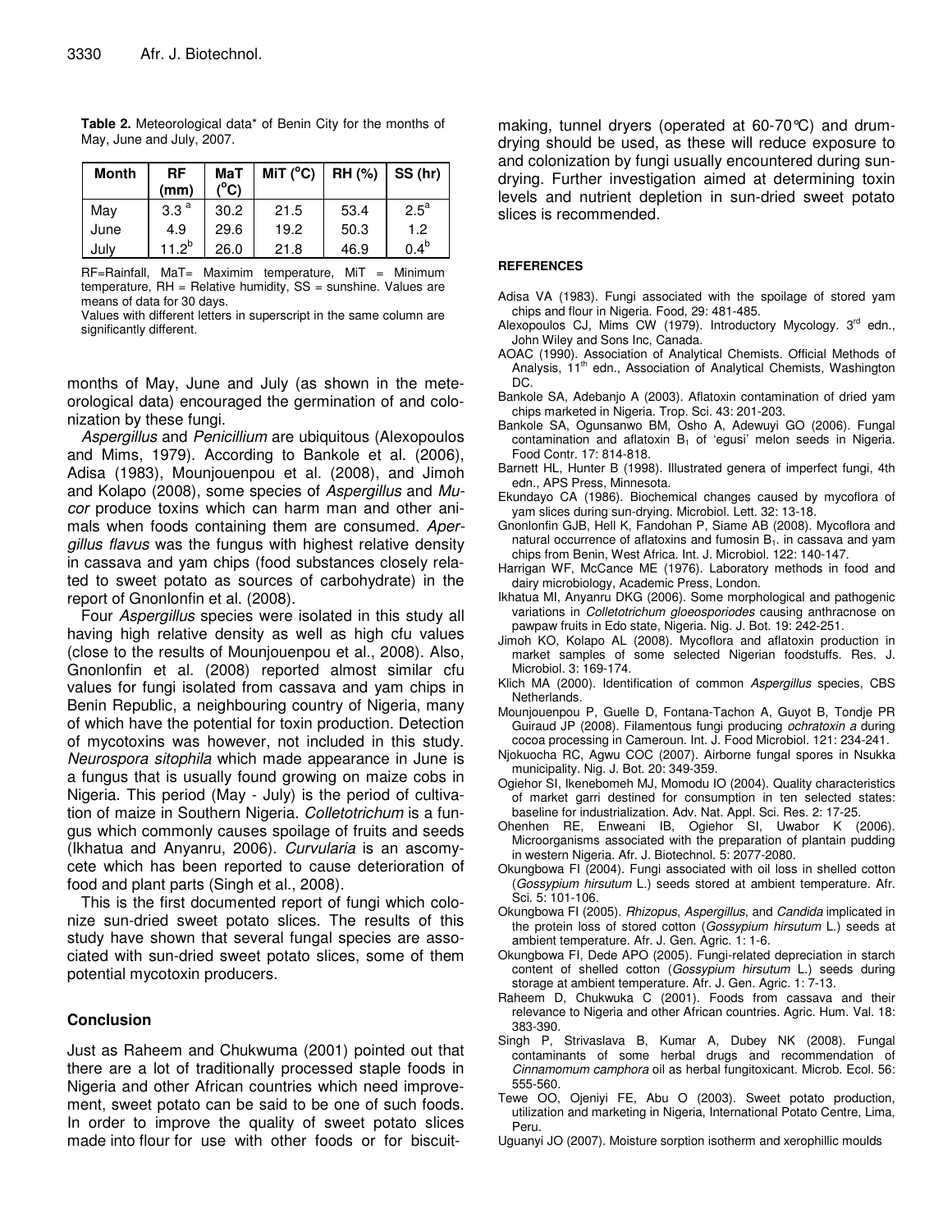**Table 2.** Meteorological data* of Benin City for the months of May, June and July, 2007.

| Month | RF (mm) | MaT (°C) | MiT (°C) | RH (%) | SS (hr) |
|---|---|---|---|---|---|
| May | $3.3^a$ | 30.2 | 21.5 | 53.4 | $2.5^a$ |
| June | 4.9 | 29.6 | 19.2 | 50.3 | 1.2 |
| July | $11.2^b$ | 26.0 | 21.8 | 46.9 | $0.4^b$ |

RF=Rainfall, MaT= Maximim temperature, MiT = Minimum temperature, RH = Relative humidity, SS = sunshine. Values are means of data for 30 days.

Values with different letters in superscript in the same column are significantly different.

months of May, June and July (as shown in the meteorological data) encouraged the germination of and colonization by these fungi.

*Aspergillus* and *Penicillium* are ubiquitous (Alexopoulos and Mims, 1979). According to Bankole et al. (2006), Adisa (1983), Mounjouenpou et al. (2008), and Jimoh and Kolapo (2008), some species of *Aspergillus* and *Mucor* produce toxins which can harm man and other animals when foods containing them are consumed. *Apergillus flavus* was the fungus with highest relative density in cassava and yam chips (food substances closely related to sweet potato as sources of carbohydrate) in the report of Gnonlonfin et al. (2008).

Four *Aspergillus* species were isolated in this study all having high relative density as well as high cfu values (close to the results of Mounjouenpou et al., 2008). Also, Gnonlonfin et al. (2008) reported almost similar cfu values for fungi isolated from cassava and yam chips in Benin Republic, a neighbouring country of Nigeria, many of which have the potential for toxin production. Detection of mycotoxins was however, not included in this study. *Neurospora sitophila* which made appearance in June is a fungus that is usually found growing on maize cobs in Nigeria. This period (May - July) is the period of cultivation of maize in Southern Nigeria. *Colletotrichum* is a fungus which commonly causes spoilage of fruits and seeds (Ikhatua and Anyanru, 2006). *Curvularia* is an ascomycete which has been reported to cause deterioration of food and plant parts (Singh et al., 2008).

This is the first documented report of fungi which colonize sun-dried sweet potato slices. The results of this study have shown that several fungal species are associated with sun-dried sweet potato slices, some of them potential mycotoxin producers.

## Conclusion

Just as Raheem and Chukwuma (2001) pointed out that there are a lot of traditionally processed staple foods in Nigeria and other African countries which need improvement, sweet potato can be said to be one of such foods. In order to improve the quality of sweet potato slices made into flour for use with other foods or for biscuit-making, tunnel dryers (operated at 60-70°C) and drum-drying should be used, as these will reduce exposure to and colonization by fungi usually encountered during sun-drying. Further investigation aimed at determining toxin levels and nutrient depletion in sun-dried sweet potato slices is recommended.

## REFERENCES

Adisa VA (1983). Fungi associated with the spoilage of stored yam chips and flour in Nigeria. Food, 29: 481-485.

Alexopoulos CJ, Mims CW (1979). Introductory Mycology. 3rd edn., John Wiley and Sons Inc, Canada.

AOAC (1990). Association of Analytical Chemists. Official Methods of Analysis, 11th edn., Association of Analytical Chemists, Washington DC.

Bankole SA, Adebanjo A (2003). Aflatoxin contamination of dried yam chips marketed in Nigeria. Trop. Sci. 43: 201-203.

Bankole SA, Ogunsanwo BM, Osho A, Adewuyi GO (2006). Fungal contamination and aflatoxin $B_1$ of 'egusi' melon seeds in Nigeria. Food Contr. 17: 814-818.

Barnett HL, Hunter B (1998). Illustrated genera of imperfect fungi, 4th edn., APS Press, Minnesota.

Ekundayo CA (1986). Biochemical changes caused by mycoflora of yam slices during sun-drying. Microbiol. Lett. 32: 13-18.

Gnonlonfin GJB, Hell K, Fandohan P, Siame AB (2008). Mycoflora and natural occurrence of aflatoxins and fumosin $B_1$. in cassava and yam chips from Benin, West Africa. Int. J. Microbiol. 122: 140-147.

Harrigan WF, McCance ME (1976). Laboratory methods in food and dairy microbiology, Academic Press, London.

Ikhatua MI, Anyanru DKG (2006). Some morphological and pathogenic variations in *Colletotrichum gloeosporiodes* causing anthracnose on pawpaw fruits in Edo state, Nigeria. Nig. J. Bot. 19: 242-251.

Jimoh KO, Kolapo AL (2008). Mycoflora and aflatoxin production in market samples of some selected Nigerian foodstuffs. Res. J. Microbiol. 3: 169-174.

Klich MA (2000). Identification of common *Aspergillus* species, CBS Netherlands.

Mounjouenpou P, Guelle D, Fontana-Tachon A, Guyot B, Tondje PR Guiraud JP (2008). Filamentous fungi producing *ochratoxin a* during cocoa processing in Cameroun. Int. J. Food Microbiol. 121: 234-241.

Njokuocha RC, Agwu COC (2007). Airborne fungal spores in Nsukka municipality. Nig. J. Bot. 20: 349-359.

Ogiehor SI, Ikenebomeh MJ, Momodu IO (2004). Quality characteristics of market garri destined for consumption in ten selected states: baseline for industrialization. Adv. Nat. Appl. Sci. Res. 2: 17-25.

Ohenhen RE, Enweani IB, Ogiehor SI, Uwabor K (2006). Microorganisms associated with the preparation of plantain pudding in western Nigeria. Afr. J. Biotechnol. 5: 2077-2080.

Okungbowa FI (2004). Fungi associated with oil loss in shelled cotton (*Gossypium hirsutum* L.) seeds stored at ambient temperature. Afr. Sci. 5: 101-106.

Okungbowa FI (2005). *Rhizopus*, *Aspergillus*, and *Candida* implicated in the protein loss of stored cotton (*Gossypium hirsutum* L.) seeds at ambient temperature. Afr. J. Gen. Agric. 1: 1-6.

Okungbowa FI, Dede APO (2005). Fungi-related depreciation in starch content of shelled cotton (*Gossypium hirsutum* L.) seeds during storage at ambient temperature. Afr. J. Gen. Agric. 1: 7-13.

Raheem D, Chukwuka C (2001). Foods from cassava and their relevance to Nigeria and other African countries. Agric. Hum. Val. 18: 383-390.

Singh P, Strivaslava B, Kumar A, Dubey NK (2008). Fungal contaminants of some herbal drugs and recommendation of *Cinnamomum camphora* oil as herbal fungitoxicant. Microb. Ecol. 56: 555-560.

Tewe OO, Ojeniyi FE, Abu O (2003). Sweet potato production, utilization and marketing in Nigeria, International Potato Centre, Lima, Peru.

Uguanyi JO (2007). Moisture sorption isotherm and xerophillic moulds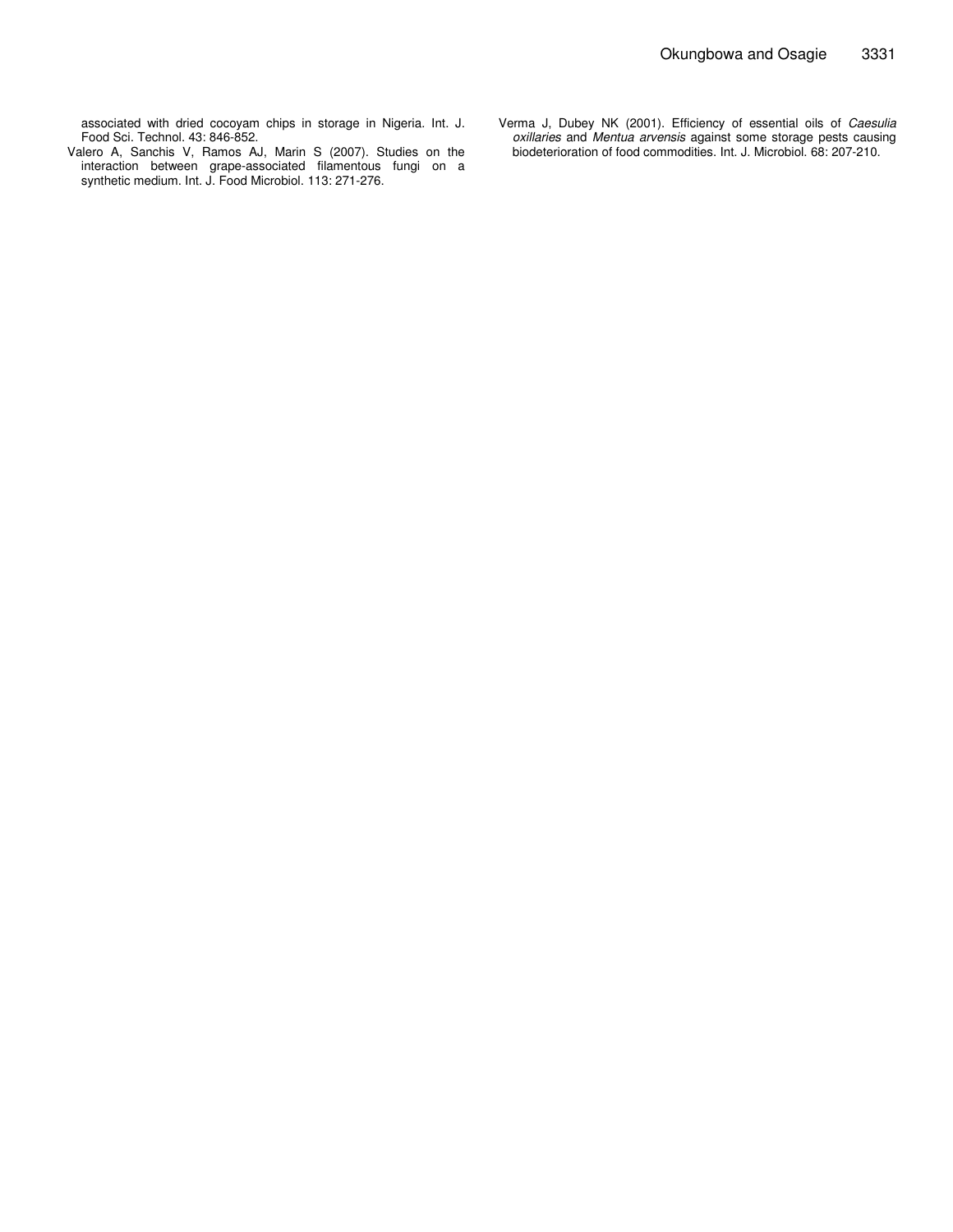associated with dried cocoyam chips in storage in Nigeria. Int. J. Food Sci. Technol. 43: 846-852.

Valero A, Sanchis V, Ramos AJ, Marin S (2007). Studies on the interaction between grape-associated filamentous fungi on a synthetic medium. Int. J. Food Microbiol. 113: 271-276.

Verma J, Dubey NK (2001). Efficiency of essential oils of *Caesulia oxillaries* and *Mentua arvensis* against some storage pests causing biodeterioration of food commodities. Int. J. Microbiol. 68: 207-210.